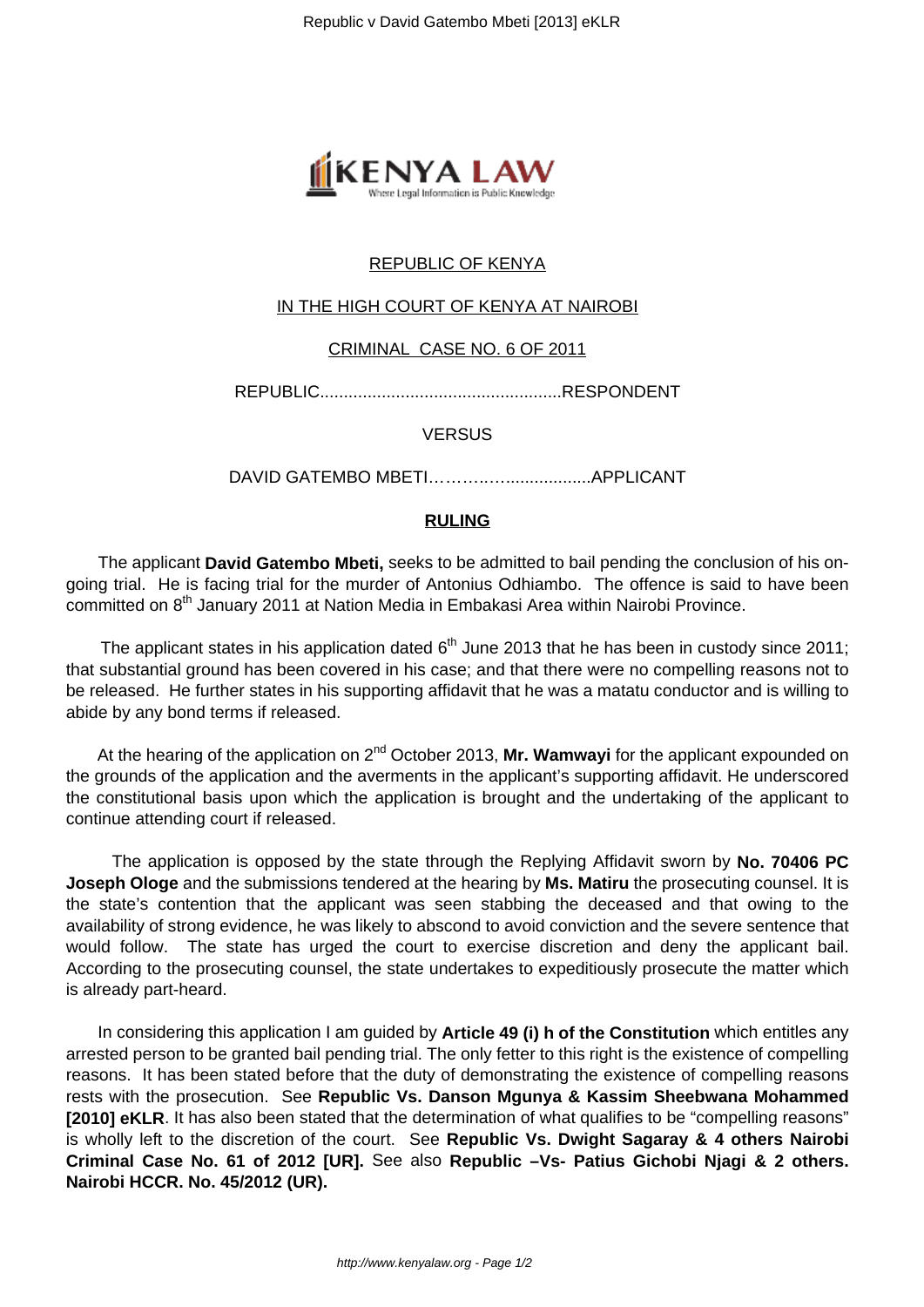REPUBLIC OF KENYA

IN THE HIGH COURT OF KENYA AT NAIROBI

CRIMINAL CASE NO. 6 OF 2011

REPUBLIC....................................................RESPONDENT

VERSUS

DAVID GATEMBO MBETI………….…..................APPLICANT

## RULING

The applicant **David Gatembo Mbeti,** seeks to be admitted to bail pending the conclusion of his on-going trial. He is facing trial for the murder of Antonius Odhiambo. The offence is said to have been committed on 8th January 2011 at Nation Media in Embakasi Area within Nairobi Province.

The applicant states in his application dated 6th June 2013 that he has been in custody since 2011; that substantial ground has been covered in his case; and that there were no compelling reasons not to be released. He further states in his supporting affidavit that he was a matatu conductor and is willing to abide by any bond terms if released.

At the hearing of the application on 2nd October 2013, **Mr. Wamwayi** for the applicant expounded on the grounds of the application and the averments in the applicant's supporting affidavit. He underscored the constitutional basis upon which the application is brought and the undertaking of the applicant to continue attending court if released.

The application is opposed by the state through the Replying Affidavit sworn by **No. 70406 PC Joseph Ologe** and the submissions tendered at the hearing by **Ms. Matiru** the prosecuting counsel. It is the state's contention that the applicant was seen stabbing the deceased and that owing to the availability of strong evidence, he was likely to abscond to avoid conviction and the severe sentence that would follow. The state has urged the court to exercise discretion and deny the applicant bail. According to the prosecuting counsel, the state undertakes to expeditiously prosecute the matter which is already part-heard.

In considering this application I am guided by **Article 49 (i) h of the Constitution** which entitles any arrested person to be granted bail pending trial. The only fetter to this right is the existence of compelling reasons. It has been stated before that the duty of demonstrating the existence of compelling reasons rests with the prosecution. See **Republic Vs. Danson Mgunya & Kassim Sheebwana Mohammed [2010] eKLR**. It has also been stated that the determination of what qualifies to be "compelling reasons" is wholly left to the discretion of the court. See **Republic Vs. Dwight Sagaray & 4 others Nairobi Criminal Case No. 61 of 2012 [UR].** See also **Republic –Vs- Patius Gichobi Njagi & 2 others. Nairobi HCCR. No. 45/2012 (UR).**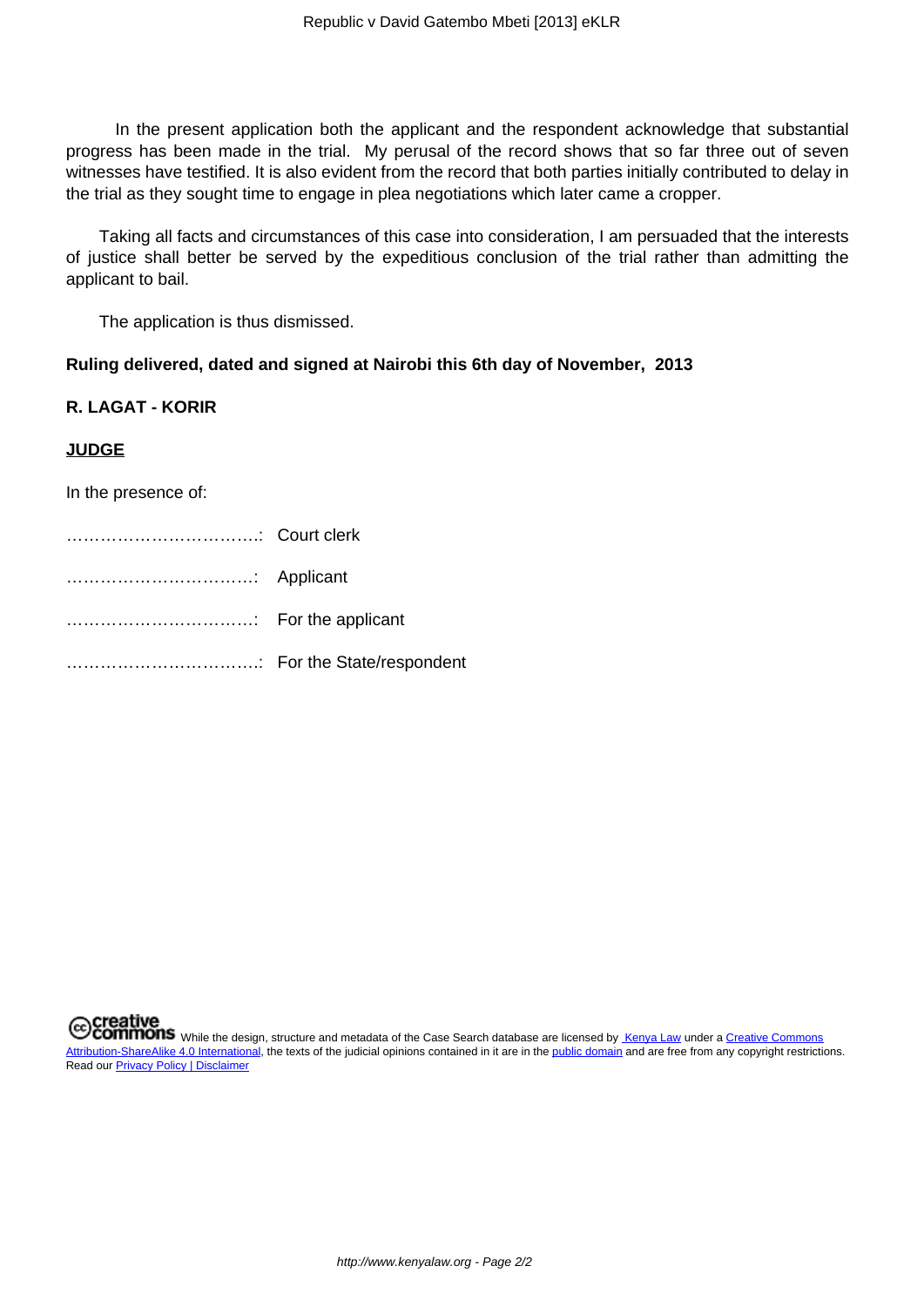In the present application both the applicant and the respondent acknowledge that substantial progress has been made in the trial. My perusal of the record shows that so far three out of seven witnesses have testified. It is also evident from the record that both parties initially contributed to delay in the trial as they sought time to engage in plea negotiations which later came a cropper.

Taking all facts and circumstances of this case into consideration, I am persuaded that the interests of justice shall better be served by the expeditious conclusion of the trial rather than admitting the applicant to bail.

The application is thus dismissed.

**Ruling delivered, dated and signed at Nairobi this 6th day of November, 2013**

**R. LAGAT - KORIR**

**JUDGE**

In the presence of:

……………………………: Court clerk

……………………………: Applicant

……………………………: For the applicant

……………………………: For the State/respondent

While the design, structure and metadata of the Case Search database are licensed by Kenya Law under a Creative Commons Attribution-ShareAlike 4.0 International, the texts of the judicial opinions contained in it are in the public domain and are free from any copyright restrictions. Read our Privacy Policy | Disclaimer